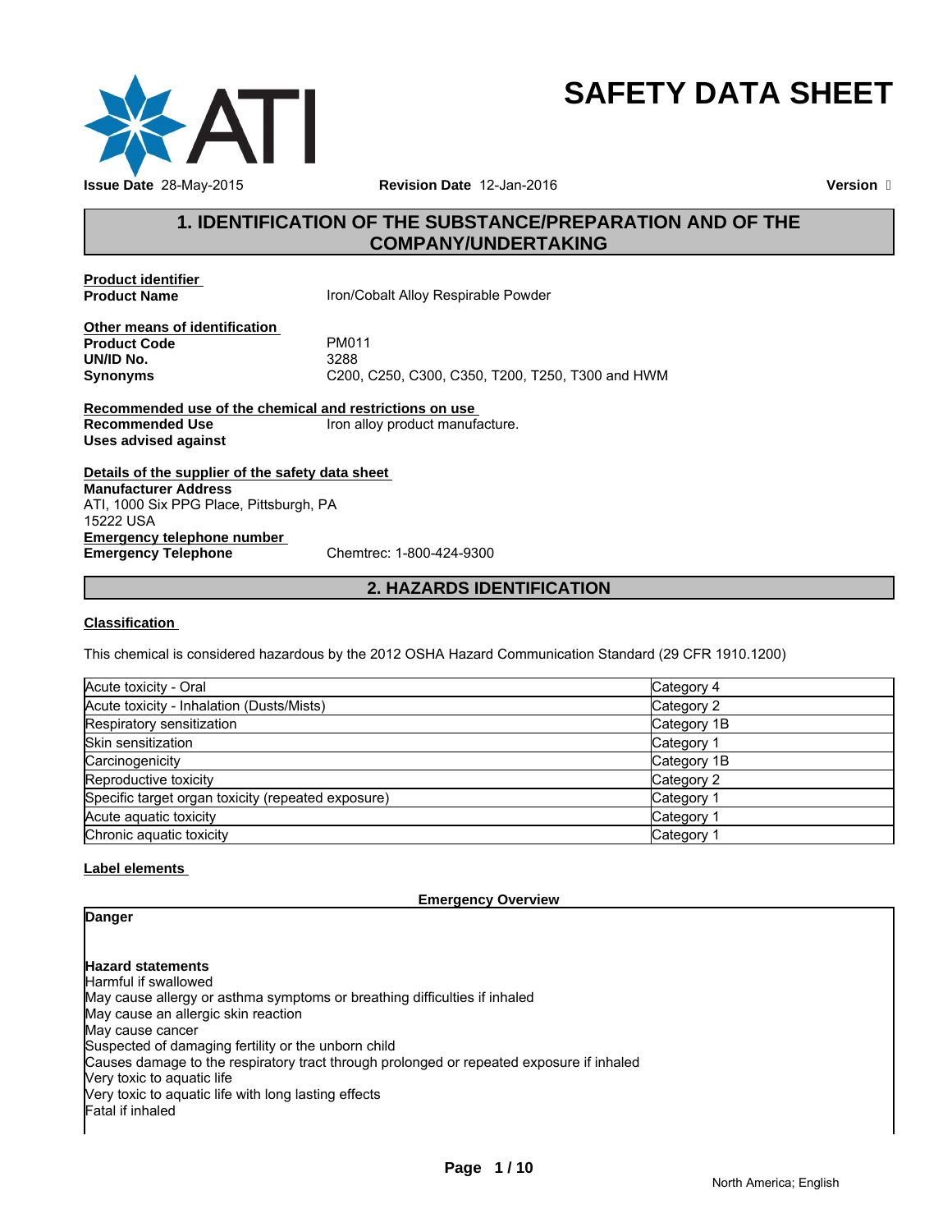# SAFETY DATA SHEET

**Issue Date** 28-May-2015 **Revision Date** 12-Jan-2016 **Version**

## 1. IDENTIFICATION OF THE SUBSTANCE/PREPARATION AND OF THE COMPANY/UNDERTAKING

**Product identifier**

**Product Name** Iron/Cobalt Alloy Respirable Powder

**Other means of identification**

**Product Code** PM011
**UN/ID No.** 3288
**Synonyms** C200, C250, C300, C350, T200, T250, T300 and HWM

**Recommended use of the chemical and restrictions on use**

**Recommended Use** Iron alloy product manufacture.
**Uses advised against**

**Details of the supplier of the safety data sheet**

**Manufacturer Address**
ATI, 1000 Six PPG Place, Pittsburgh, PA
15222 USA

**Emergency telephone number**

**Emergency Telephone** Chemtrec: 1-800-424-9300

## 2. HAZARDS IDENTIFICATION

**Classification**

This chemical is considered hazardous by the 2012 OSHA Hazard Communication Standard (29 CFR 1910.1200)

| Hazard | Category |
|---|---|
| Acute toxicity - Oral | Category 4 |
| Acute toxicity - Inhalation (Dusts/Mists) | Category 2 |
| Respiratory sensitization | Category 1B |
| Skin sensitization | Category 1 |
| Carcinogenicity | Category 1B |
| Reproductive toxicity | Category 2 |
| Specific target organ toxicity (repeated exposure) | Category 1 |
| Acute aquatic toxicity | Category 1 |
| Chronic aquatic toxicity | Category 1 |

**Label elements**

**Emergency Overview**

**Danger**

**Hazard statements**
Harmful if swallowed
May cause allergy or asthma symptoms or breathing difficulties if inhaled
May cause an allergic skin reaction
May cause cancer
Suspected of damaging fertility or the unborn child
Causes damage to the respiratory tract through prolonged or repeated exposure if inhaled
Very toxic to aquatic life
Very toxic to aquatic life with long lasting effects
Fatal if inhaled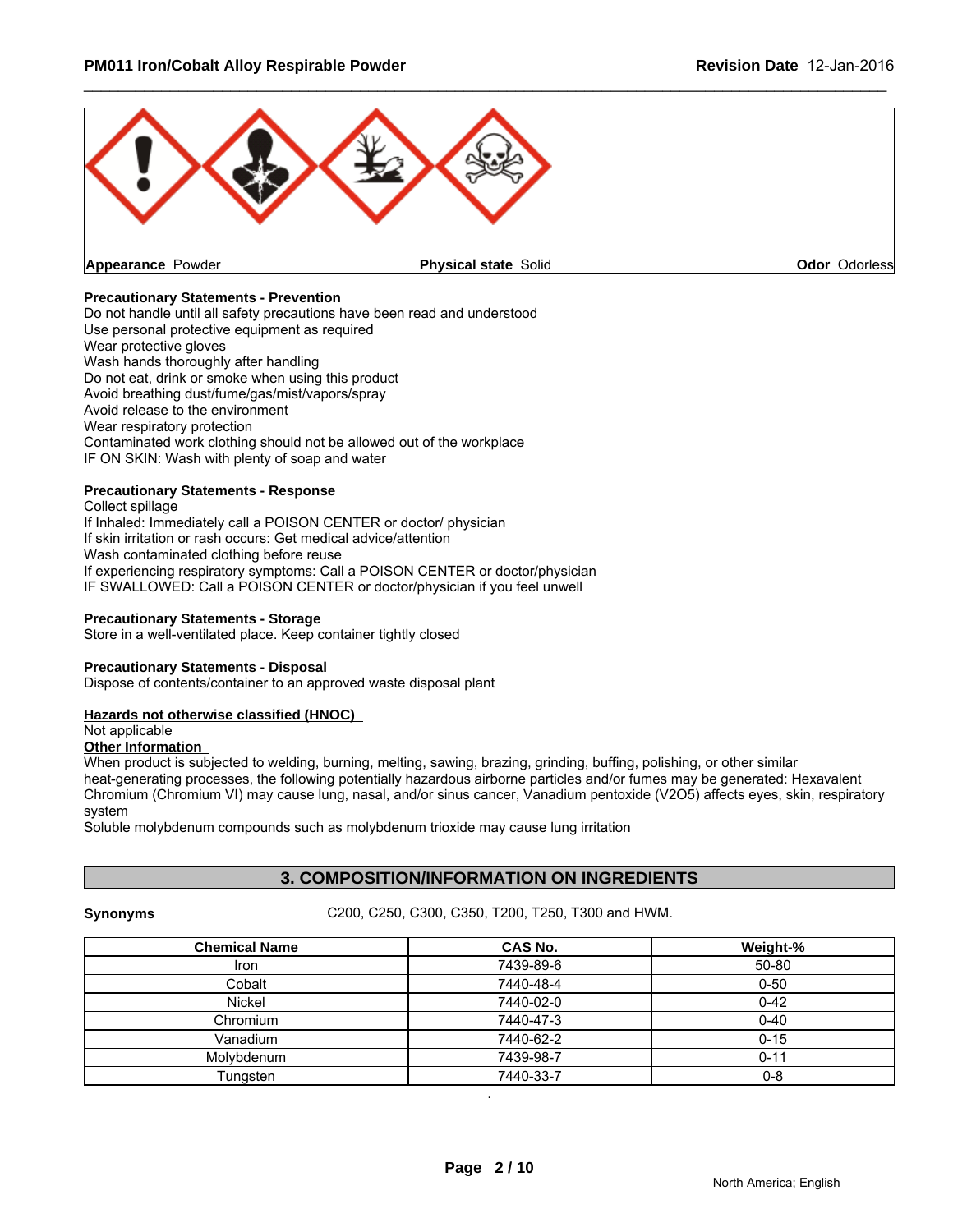**Appearance** Powder **Physical state** Solid **Odor** Odorless

**Precautionary Statements - Prevention**

Do not handle until all safety precautions have been read and understood
Use personal protective equipment as required
Wear protective gloves
Wash hands thoroughly after handling
Do not eat, drink or smoke when using this product
Avoid breathing dust/fume/gas/mist/vapors/spray
Avoid release to the environment
Wear respiratory protection
Contaminated work clothing should not be allowed out of the workplace
IF ON SKIN: Wash with plenty of soap and water

**Precautionary Statements - Response**

Collect spillage
If Inhaled: Immediately call a POISON CENTER or doctor/ physician
If skin irritation or rash occurs: Get medical advice/attention
Wash contaminated clothing before reuse
If experiencing respiratory symptoms: Call a POISON CENTER or doctor/physician
IF SWALLOWED: Call a POISON CENTER or doctor/physician if you feel unwell

**Precautionary Statements - Storage**

Store in a well-ventilated place. Keep container tightly closed

**Precautionary Statements - Disposal**

Dispose of contents/container to an approved waste disposal plant

**Hazards not otherwise classified (HNOC)**

Not applicable

**Other Information**

When product is subjected to welding, burning, melting, sawing, brazing, grinding, buffing, polishing, or other similar heat-generating processes, the following potentially hazardous airborne particles and/or fumes may be generated: Hexavalent Chromium (Chromium VI) may cause lung, nasal, and/or sinus cancer, Vanadium pentoxide ($V_2O_5$) affects eyes, skin, respiratory system
Soluble molybdenum compounds such as molybdenum trioxide may cause lung irritation

## 3. COMPOSITION/INFORMATION ON INGREDIENTS

**Synonyms** C200, C250, C300, C350, T200, T250, T300 and HWM.

| Chemical Name | CAS No. | Weight-% |
|---|---|---|
| Iron | 7439-89-6 | 50-80 |
| Cobalt | 7440-48-4 | 0-50 |
| Nickel | 7440-02-0 | 0-42 |
| Chromium | 7440-47-3 | 0-40 |
| Vanadium | 7440-62-2 | 0-15 |
| Molybdenum | 7439-98-7 | 0-11 |
| Tungsten | 7440-33-7 | 0-8 |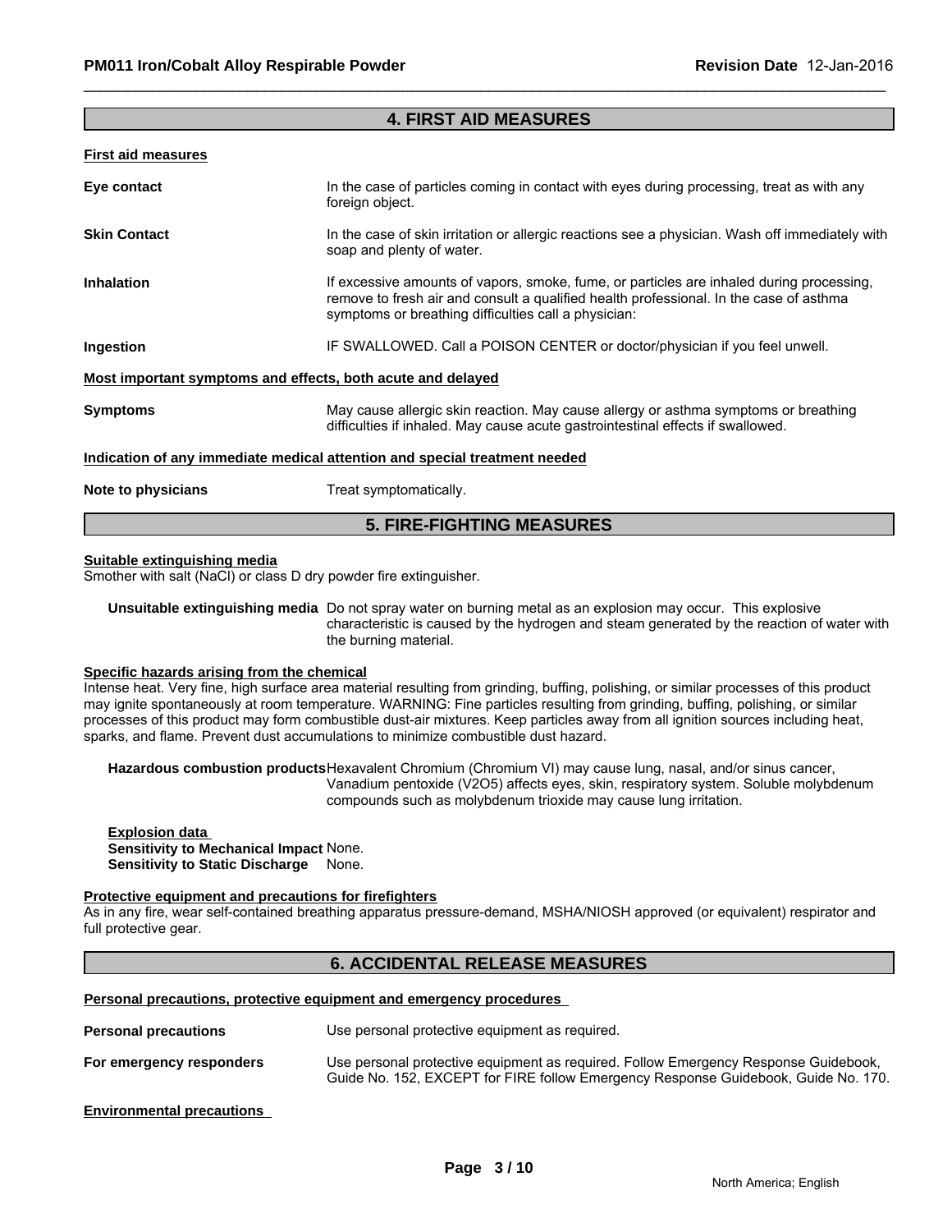## 4. FIRST AID MEASURES

### First aid measures

**Eye contact**
In the case of particles coming in contact with eyes during processing, treat as with any foreign object.

**Skin Contact**
In the case of skin irritation or allergic reactions see a physician. Wash off immediately with soap and plenty of water.

**Inhalation**
If excessive amounts of vapors, smoke, fume, or particles are inhaled during processing, remove to fresh air and consult a qualified health professional. In the case of asthma symptoms or breathing difficulties call a physician:

**Ingestion**
IF SWALLOWED. Call a POISON CENTER or doctor/physician if you feel unwell.

### Most important symptoms and effects, both acute and delayed

**Symptoms**
May cause allergic skin reaction. May cause allergy or asthma symptoms or breathing difficulties if inhaled. May cause acute gastrointestinal effects if swallowed.

### Indication of any immediate medical attention and special treatment needed

**Note to physicians**
Treat symptomatically.

## 5. FIRE-FIGHTING MEASURES

### Suitable extinguishing media

Smother with salt (NaCl) or class D dry powder fire extinguisher.

**Unsuitable extinguishing media**
Do not spray water on burning metal as an explosion may occur. This explosive characteristic is caused by the hydrogen and steam generated by the reaction of water with the burning material.

### Specific hazards arising from the chemical

Intense heat. Very fine, high surface area material resulting from grinding, buffing, polishing, or similar processes of this product may ignite spontaneously at room temperature. WARNING: Fine particles resulting from grinding, buffing, polishing, or similar processes of this product may form combustible dust-air mixtures. Keep particles away from all ignition sources including heat, sparks, and flame. Prevent dust accumulations to minimize combustible dust hazard.

**Hazardous combustion products**
Hexavalent Chromium (Chromium VI) may cause lung, nasal, and/or sinus cancer, Vanadium pentoxide ($V_2O_5$) affects eyes, skin, respiratory system. Soluble molybdenum compounds such as molybdenum trioxide may cause lung irritation.

**Explosion data**

**Sensitivity to Mechanical Impact** None.

**Sensitivity to Static Discharge** None.

### Protective equipment and precautions for firefighters

As in any fire, wear self-contained breathing apparatus pressure-demand, MSHA/NIOSH approved (or equivalent) respirator and full protective gear.

## 6. ACCIDENTAL RELEASE MEASURES

### Personal precautions, protective equipment and emergency procedures

**Personal precautions**
Use personal protective equipment as required.

**For emergency responders**
Use personal protective equipment as required. Follow Emergency Response Guidebook, Guide No. 152, EXCEPT for FIRE follow Emergency Response Guidebook, Guide No. 170.

### Environmental precautions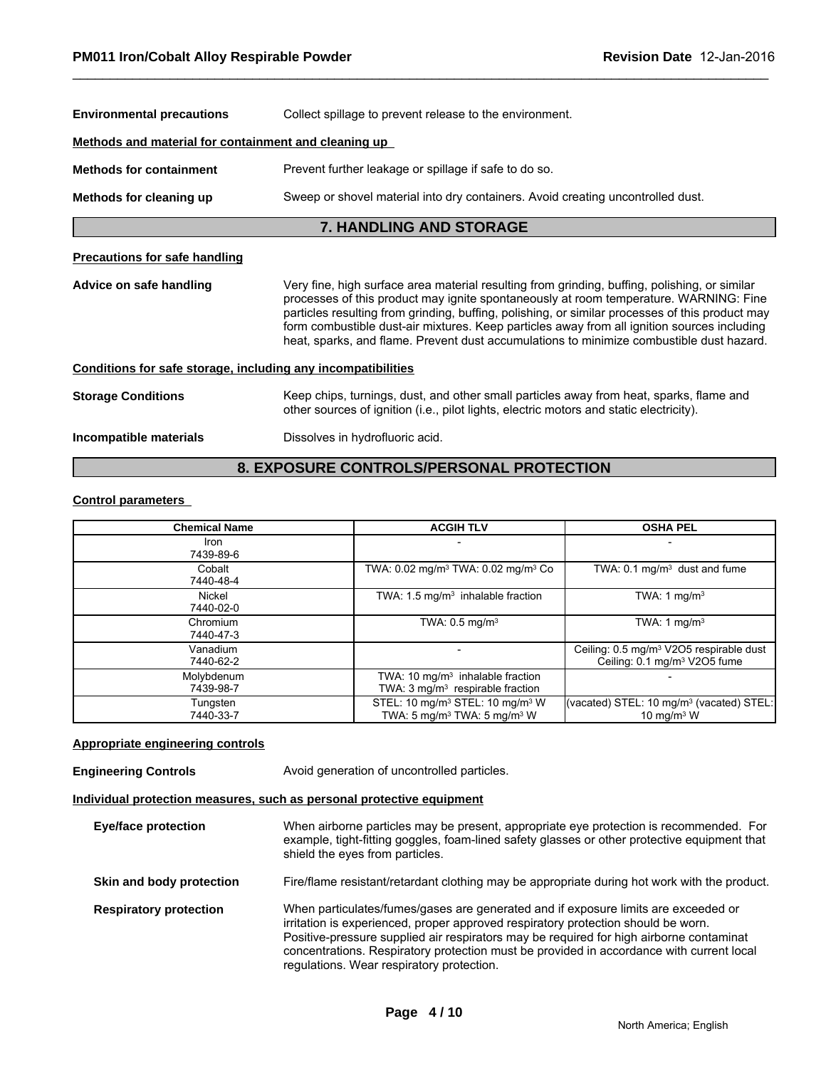**Environmental precautions** Collect spillage to prevent release to the environment.

**Methods and material for containment and cleaning up**

**Methods for containment** Prevent further leakage or spillage if safe to do so.

**Methods for cleaning up** Sweep or shovel material into dry containers. Avoid creating uncontrolled dust.

## 7. HANDLING AND STORAGE

**Precautions for safe handling**

**Advice on safe handling** Very fine, high surface area material resulting from grinding, buffing, polishing, or similar processes of this product may ignite spontaneously at room temperature. WARNING: Fine particles resulting from grinding, buffing, polishing, or similar processes of this product may form combustible dust-air mixtures. Keep particles away from all ignition sources including heat, sparks, and flame. Prevent dust accumulations to minimize combustible dust hazard.

**Conditions for safe storage, including any incompatibilities**

**Storage Conditions** Keep chips, turnings, dust, and other small particles away from heat, sparks, flame and other sources of ignition (i.e., pilot lights, electric motors and static electricity).

**Incompatible materials** Dissolves in hydrofluoric acid.

## 8. EXPOSURE CONTROLS/PERSONAL PROTECTION

**Control parameters**

| Chemical Name | ACGIH TLV | OSHA PEL |
|---|---|---|
| Iron<br>7439-89-6 | - | - |
| Cobalt<br>7440-48-4 | TWA: 0.02 mg/m³ TWA: 0.02 mg/m³ Co | TWA: 0.1 mg/m³ dust and fume |
| Nickel<br>7440-02-0 | TWA: 1.5 mg/m³ inhalable fraction | TWA: 1 mg/m³ |
| Chromium<br>7440-47-3 | TWA: 0.5 mg/m³ | TWA: 1 mg/m³ |
| Vanadium<br>7440-62-2 | - | Ceiling: 0.5 mg/m³ V2O5 respirable dust<br>Ceiling: 0.1 mg/m³ V2O5 fume |
| Molybdenum<br>7439-98-7 | TWA: 10 mg/m³ inhalable fraction<br>TWA: 3 mg/m³ respirable fraction | - |
| Tungsten<br>7440-33-7 | STEL: 10 mg/m³ STEL: 10 mg/m³ W<br>TWA: 5 mg/m³ TWA: 5 mg/m³ W | (vacated) STEL: 10 mg/m³ (vacated) STEL: 10 mg/m³ W |

**Appropriate engineering controls**

**Engineering Controls** Avoid generation of uncontrolled particles.

**Individual protection measures, such as personal protective equipment**

**Eye/face protection** When airborne particles may be present, appropriate eye protection is recommended. For example, tight-fitting goggles, foam-lined safety glasses or other protective equipment that shield the eyes from particles.

**Skin and body protection** Fire/flame resistant/retardant clothing may be appropriate during hot work with the product.

**Respiratory protection** When particulates/fumes/gases are generated and if exposure limits are exceeded or irritation is experienced, proper approved respiratory protection should be worn. Positive-pressure supplied air respirators may be required for high airborne contaminat concentrations. Respiratory protection must be provided in accordance with current local regulations. Wear respiratory protection.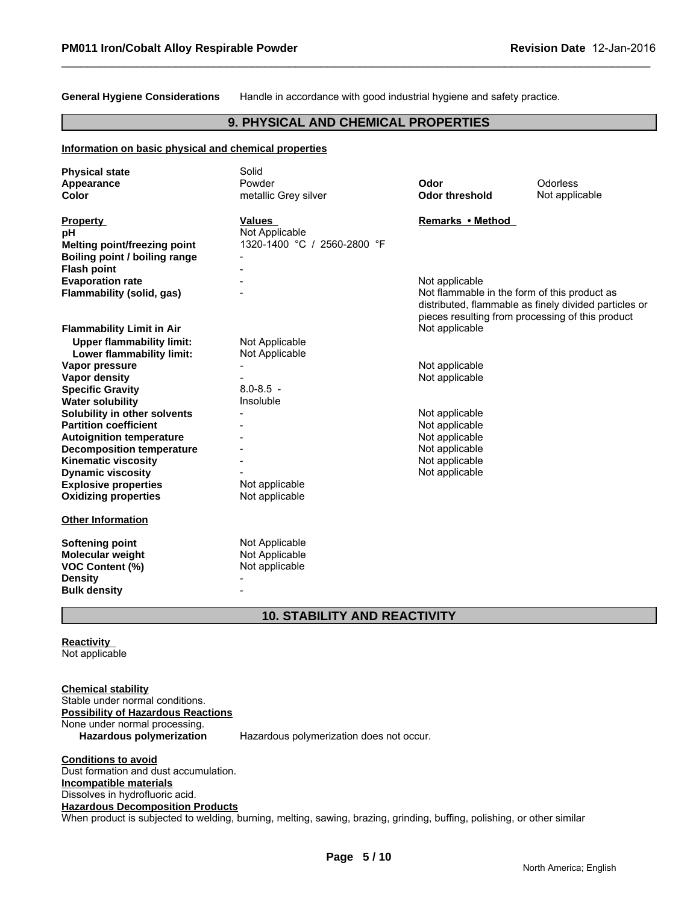**General Hygiene Considerations** Handle in accordance with good industrial hygiene and safety practice.

## 9. PHYSICAL AND CHEMICAL PROPERTIES

**Information on basic physical and chemical properties**

| | | | |
|---|---|---|---|
| **Physical state** | Solid | | |
| **Appearance** | Powder | **Odor** | Odorless |
| **Color** | metallic Grey silver | **Odor threshold** | Not applicable |

| **Property** | **Values** | **Remarks • Method** |
|---|---|---|
| **pH** | Not Applicable | |
| **Melting point/freezing point** | 1320-1400 °C / 2560-2800 °F | |
| **Boiling point / boiling range** | - | |
| **Flash point** | - | |
| **Evaporation rate** | - | Not applicable |
| **Flammability (solid, gas)** | - | Not flammable in the form of this product as distributed, flammable as finely divided particles or pieces resulting from processing of this product |
| **Flammability Limit in Air** | | Not applicable |
| **Upper flammability limit:** | Not Applicable | |
| **Lower flammability limit:** | Not Applicable | |
| **Vapor pressure** | - | Not applicable |
| **Vapor density** | - | Not applicable |
| **Specific Gravity** | 8.0-8.5 - | |
| **Water solubility** | Insoluble | |
| **Solubility in other solvents** | - | Not applicable |
| **Partition coefficient** | - | Not applicable |
| **Autoignition temperature** | - | Not applicable |
| **Decomposition temperature** | - | Not applicable |
| **Kinematic viscosity** | - | Not applicable |
| **Dynamic viscosity** | - | Not applicable |
| **Explosive properties** | Not applicable | |
| **Oxidizing properties** | Not applicable | |

**Other Information**

| | |
|---|---|
| **Softening point** | Not Applicable |
| **Molecular weight** | Not Applicable |
| **VOC Content (%)** | Not applicable |
| **Density** | - |
| **Bulk density** | - |

## 10. STABILITY AND REACTIVITY

**Reactivity**
Not applicable

**Chemical stability**
Stable under normal conditions.

**Possibility of Hazardous Reactions**
None under normal processing.

**Hazardous polymerization** Hazardous polymerization does not occur.

**Conditions to avoid**
Dust formation and dust accumulation.

**Incompatible materials**
Dissolves in hydrofluoric acid.

**Hazardous Decomposition Products**
When product is subjected to welding, burning, melting, sawing, brazing, grinding, buffing, polishing, or other similar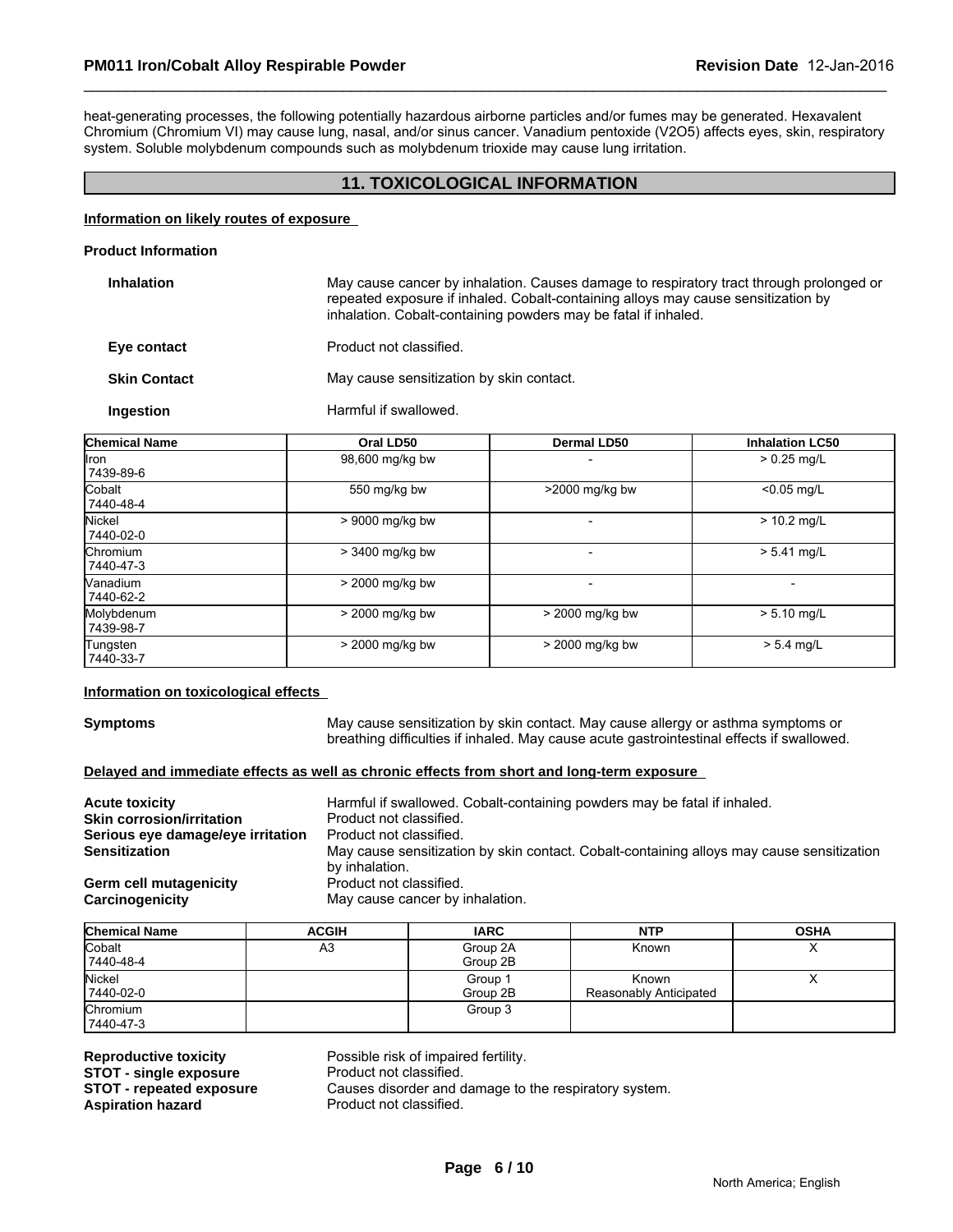heat-generating processes, the following potentially hazardous airborne particles and/or fumes may be generated. Hexavalent Chromium (Chromium VI) may cause lung, nasal, and/or sinus cancer. Vanadium pentoxide (V2O5) affects eyes, skin, respiratory system. Soluble molybdenum compounds such as molybdenum trioxide may cause lung irritation.

## 11. TOXICOLOGICAL INFORMATION

**Information on likely routes of exposure**

**Product Information**

**Inhalation** May cause cancer by inhalation. Causes damage to respiratory tract through prolonged or repeated exposure if inhaled. Cobalt-containing alloys may cause sensitization by inhalation. Cobalt-containing powders may be fatal if inhaled.

**Eye contact** Product not classified.

**Skin Contact** May cause sensitization by skin contact.

**Ingestion** Harmful if swallowed.

| Chemical Name | Oral LD50 | Dermal LD50 | Inhalation LC50 |
|---|---|---|---|
| Iron 7439-89-6 | 98,600 mg/kg bw | - | > 0.25 mg/L |
| Cobalt 7440-48-4 | 550 mg/kg bw | >2000 mg/kg bw | <0.05 mg/L |
| Nickel 7440-02-0 | > 9000 mg/kg bw | - | > 10.2 mg/L |
| Chromium 7440-47-3 | > 3400 mg/kg bw | - | > 5.41 mg/L |
| Vanadium 7440-62-2 | > 2000 mg/kg bw | - | - |
| Molybdenum 7439-98-7 | > 2000 mg/kg bw | > 2000 mg/kg bw | > 5.10 mg/L |
| Tungsten 7440-33-7 | > 2000 mg/kg bw | > 2000 mg/kg bw | > 5.4 mg/L |

**Information on toxicological effects**

**Symptoms** May cause sensitization by skin contact. May cause allergy or asthma symptoms or breathing difficulties if inhaled. May cause acute gastrointestinal effects if swallowed.

**Delayed and immediate effects as well as chronic effects from short and long-term exposure**

**Acute toxicity** Harmful if swallowed. Cobalt-containing powders may be fatal if inhaled.
**Skin corrosion/irritation** Product not classified.
**Serious eye damage/eye irritation** Product not classified.
**Sensitization** May cause sensitization by skin contact. Cobalt-containing alloys may cause sensitization by inhalation.
**Germ cell mutagenicity** Product not classified.
**Carcinogenicity** May cause cancer by inhalation.

| Chemical Name | ACGIH | IARC | NTP | OSHA |
|---|---|---|---|---|
| Cobalt 7440-48-4 | A3 | Group 2A Group 2B | Known | X |
| Nickel 7440-02-0 | | Group 1 Group 2B | Known Reasonably Anticipated | X |
| Chromium 7440-47-3 | | Group 3 | | |

**Reproductive toxicity** Possible risk of impaired fertility.
**STOT - single exposure** Product not classified.
**STOT - repeated exposure** Causes disorder and damage to the respiratory system.
**Aspiration hazard** Product not classified.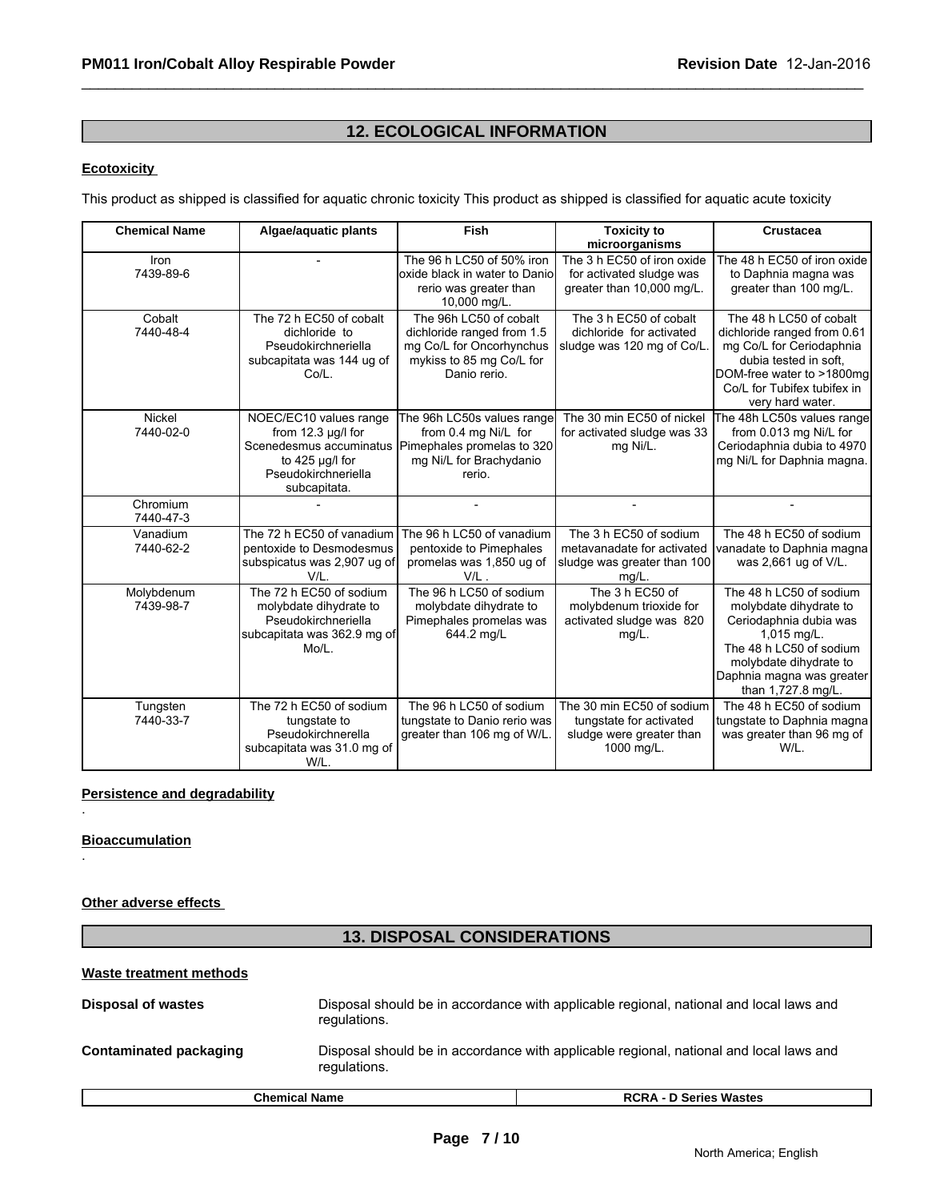## 12. ECOLOGICAL INFORMATION

**Ecotoxicity**

This product as shipped is classified for aquatic chronic toxicity This product as shipped is classified for aquatic acute toxicity

| Chemical Name | Algae/aquatic plants | Fish | Toxicity to microorganisms | Crustacea |
|---|---|---|---|---|
| Iron 7439-89-6 | - | The 96 h LC50 of 50% iron oxide black in water to Danio rerio was greater than 10,000 mg/L. | The 3 h EC50 of iron oxide for activated sludge was greater than 10,000 mg/L. | The 48 h EC50 of iron oxide to Daphnia magna was greater than 100 mg/L. |
| Cobalt 7440-48-4 | The 72 h EC50 of cobalt dichloride to Pseudokirchneriella subcapitata was 144 ug of Co/L. | The 96h LC50 of cobalt dichloride ranged from 1.5 mg Co/L for Oncorhynchus mykiss to 85 mg Co/L for Danio rerio. | The 3 h EC50 of cobalt dichloride for activated sludge was 120 mg of Co/L. | The 48 h LC50 of cobalt dichloride ranged from 0.61 mg Co/L for Ceriodaphnia dubia tested in soft, DOM-free water to >1800mg Co/L for Tubifex tubifex in very hard water. |
| Nickel 7440-02-0 | NOEC/EC10 values range from 12.3 µg/l for Scenedesmus accuminatus to 425 µg/l for Pseudokirchneriella subcapitata. | The 96h LC50s values range from 0.4 mg Ni/L for Pimephales promelas to 320 mg Ni/L for Brachydanio rerio. | The 30 min EC50 of nickel for activated sludge was 33 mg Ni/L. | The 48h LC50s values range from 0.013 mg Ni/L for Ceriodaphnia dubia to 4970 mg Ni/L for Daphnia magna. |
| Chromium 7440-47-3 | - | - | - | - |
| Vanadium 7440-62-2 | The 72 h EC50 of vanadium pentoxide to Desmodesmus subspicatus was 2,907 ug of V/L. | The 96 h LC50 of vanadium pentoxide to Pimephales promelas was 1,850 ug of V/L . | The 3 h EC50 of sodium metavanadate for activated sludge was greater than 100 mg/L. | The 48 h EC50 of sodium vanadate to Daphnia magna was 2,661 ug of V/L. |
| Molybdenum 7439-98-7 | The 72 h EC50 of sodium molybdate dihydrate to Pseudokirchneriella subcapitata was 362.9 mg of Mo/L. | The 96 h LC50 of sodium molybdate dihydrate to Pimephales promelas was 644.2 mg/L | The 3 h EC50 of molybdenum trioxide for activated sludge was 820 mg/L. | The 48 h LC50 of sodium molybdate dihydrate to Ceriodaphnia dubia was 1,015 mg/L. The 48 h LC50 of sodium molybdate dihydrate to Daphnia magna was greater than 1,727.8 mg/L. |
| Tungsten 7440-33-7 | The 72 h EC50 of sodium tungstate to Pseudokirchnerella subcapitata was 31.0 mg of W/L. | The 96 h LC50 of sodium tungstate to Danio rerio was greater than 106 mg of W/L. | The 30 min EC50 of sodium tungstate for activated sludge were greater than 1000 mg/L. | The 48 h EC50 of sodium tungstate to Daphnia magna was greater than 96 mg of W/L. |

**Persistence and degradability**

.

**Bioaccumulation**

.

**Other adverse effects**

## 13. DISPOSAL CONSIDERATIONS

**Waste treatment methods**

**Disposal of wastes** Disposal should be in accordance with applicable regional, national and local laws and regulations.

**Contaminated packaging** Disposal should be in accordance with applicable regional, national and local laws and regulations.

| Chemical Name | RCRA - D Series Wastes |
|---|---|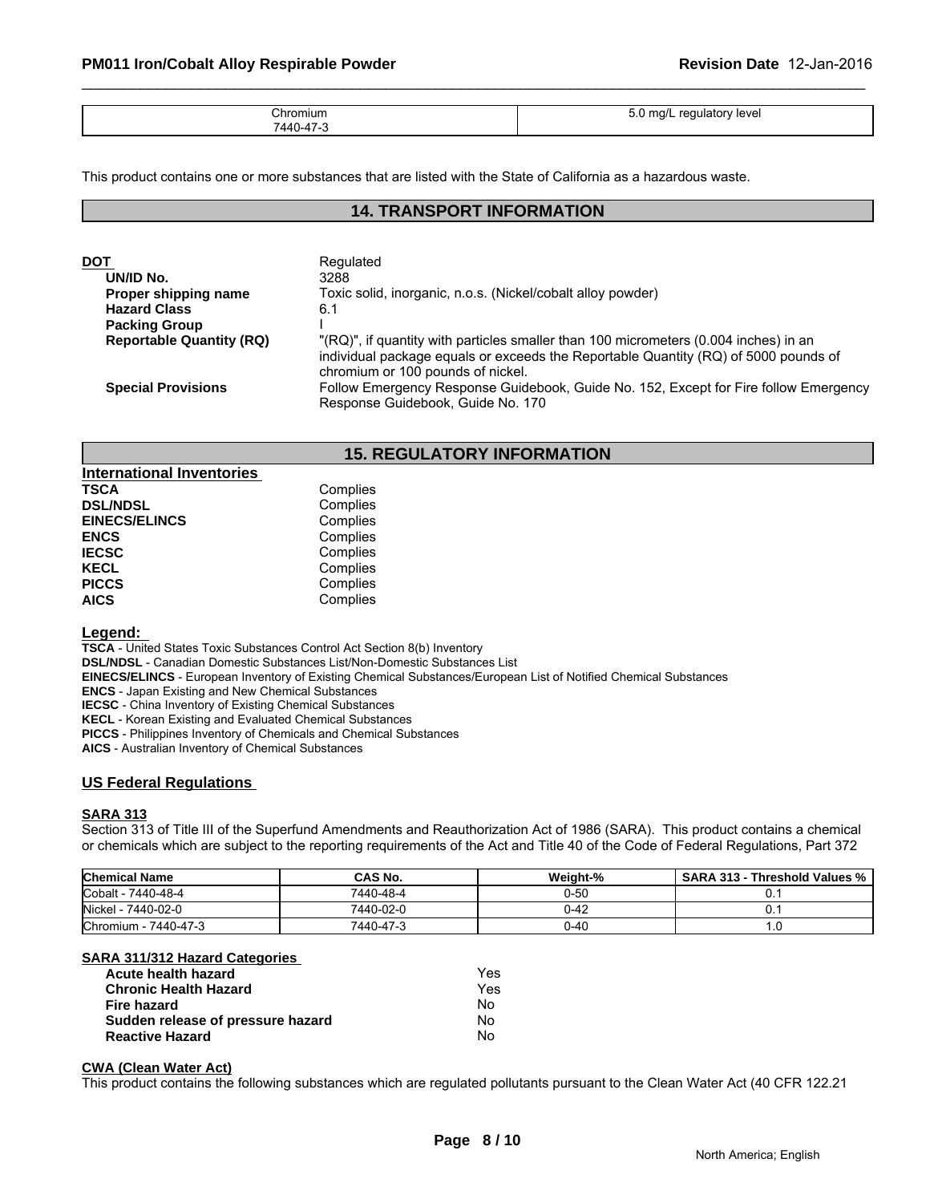| Chromium<br>7440-47-3 | 5.0 mg/L regulatory level |
|---|---|

This product contains one or more substances that are listed with the State of California as a hazardous waste.

## 14. TRANSPORT INFORMATION

**DOT** Regulated

| | |
|---|---|
| **UN/ID No.** | 3288 |
| **Proper shipping name** | Toxic solid, inorganic, n.o.s. (Nickel/cobalt alloy powder) |
| **Hazard Class** | 6.1 |
| **Packing Group** | I |
| **Reportable Quantity (RQ)** | "(RQ)", if quantity with particles smaller than 100 micrometers (0.004 inches) in an individual package equals or exceeds the Reportable Quantity (RQ) of 5000 pounds of chromium or 100 pounds of nickel. |
| **Special Provisions** | Follow Emergency Response Guidebook, Guide No. 152, Except for Fire follow Emergency Response Guidebook, Guide No. 170 |

## 15. REGULATORY INFORMATION

### International Inventories

| | |
|---|---|
| **TSCA** | Complies |
| **DSL/NDSL** | Complies |
| **EINECS/ELINCS** | Complies |
| **ENCS** | Complies |
| **IECSC** | Complies |
| **KECL** | Complies |
| **PICCS** | Complies |
| **AICS** | Complies |

**Legend:**

**TSCA** - United States Toxic Substances Control Act Section 8(b) Inventory
**DSL/NDSL** - Canadian Domestic Substances List/Non-Domestic Substances List
**EINECS/ELINCS** - European Inventory of Existing Chemical Substances/European List of Notified Chemical Substances
**ENCS** - Japan Existing and New Chemical Substances
**IECSC** - China Inventory of Existing Chemical Substances
**KECL** - Korean Existing and Evaluated Chemical Substances
**PICCS** - Philippines Inventory of Chemicals and Chemical Substances
**AICS** - Australian Inventory of Chemical Substances

### US Federal Regulations

**SARA 313**

Section 313 of Title III of the Superfund Amendments and Reauthorization Act of 1986 (SARA). This product contains a chemical or chemicals which are subject to the reporting requirements of the Act and Title 40 of the Code of Federal Regulations, Part 372

| Chemical Name | CAS No. | Weight-% | SARA 313 - Threshold Values % |
|---|---|---|---|
| Cobalt - 7440-48-4 | 7440-48-4 | 0-50 | 0.1 |
| Nickel - 7440-02-0 | 7440-02-0 | 0-42 | 0.1 |
| Chromium - 7440-47-3 | 7440-47-3 | 0-40 | 1.0 |

**SARA 311/312 Hazard Categories**

| | |
|---|---|
| **Acute health hazard** | Yes |
| **Chronic Health Hazard** | Yes |
| **Fire hazard** | No |
| **Sudden release of pressure hazard** | No |
| **Reactive Hazard** | No |

**CWA (Clean Water Act)**

This product contains the following substances which are regulated pollutants pursuant to the Clean Water Act (40 CFR 122.21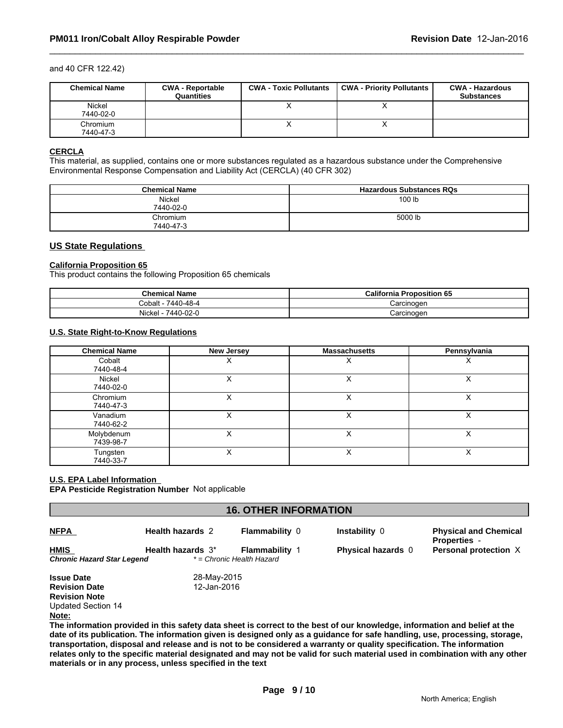and 40 CFR 122.42)

| Chemical Name | CWA - Reportable Quantities | CWA - Toxic Pollutants | CWA - Priority Pollutants | CWA - Hazardous Substances |
|---|---|---|---|---|
| Nickel 7440-02-0 | | X | X | |
| Chromium 7440-47-3 | | X | X | |

**CERCLA**

This material, as supplied, contains one or more substances regulated as a hazardous substance under the Comprehensive Environmental Response Compensation and Liability Act (CERCLA) (40 CFR 302)

| Chemical Name | Hazardous Substances RQs |
|---|---|
| Nickel 7440-02-0 | 100 lb |
| Chromium 7440-47-3 | 5000 lb |

## US State Regulations

**California Proposition 65**

This product contains the following Proposition 65 chemicals

| Chemical Name | California Proposition 65 |
|---|---|
| Cobalt - 7440-48-4 | Carcinogen |
| Nickel - 7440-02-0 | Carcinogen |

**U.S. State Right-to-Know Regulations**

| Chemical Name | New Jersey | Massachusetts | Pennsylvania |
|---|---|---|---|
| Cobalt 7440-48-4 | X | X | X |
| Nickel 7440-02-0 | X | X | X |
| Chromium 7440-47-3 | X | X | X |
| Vanadium 7440-62-2 | X | X | X |
| Molybdenum 7439-98-7 | X | X | X |
| Tungsten 7440-33-7 | X | X | X |

**U.S. EPA Label Information**

**EPA Pesticide Registration Number** Not applicable

## 16. OTHER INFORMATION

| | | | | |
|---|---|---|---|---|
| **NFPA** | **Health hazards** 2 | **Flammability** 0 | **Instability** 0 | **Physical and Chemical Properties** - |
| **HMIS** | **Health hazards** 3* | **Flammability** 1 | **Physical hazards** 0 | **Personal protection** X |

***Chronic Hazard Star Legend*** *\* = Chronic Health Hazard*

**Issue Date** 28-May-2015

**Revision Date** 12-Jan-2016

**Revision Note**

Updated Section 14

**Note:**

**The information provided in this safety data sheet is correct to the best of our knowledge, information and belief at the date of its publication. The information given is designed only as a guidance for safe handling, use, processing, storage, transportation, disposal and release and is not to be considered a warranty or quality specification. The information relates only to the specific material designated and may not be valid for such material used in combination with any other materials or in any process, unless specified in the text**

North America; English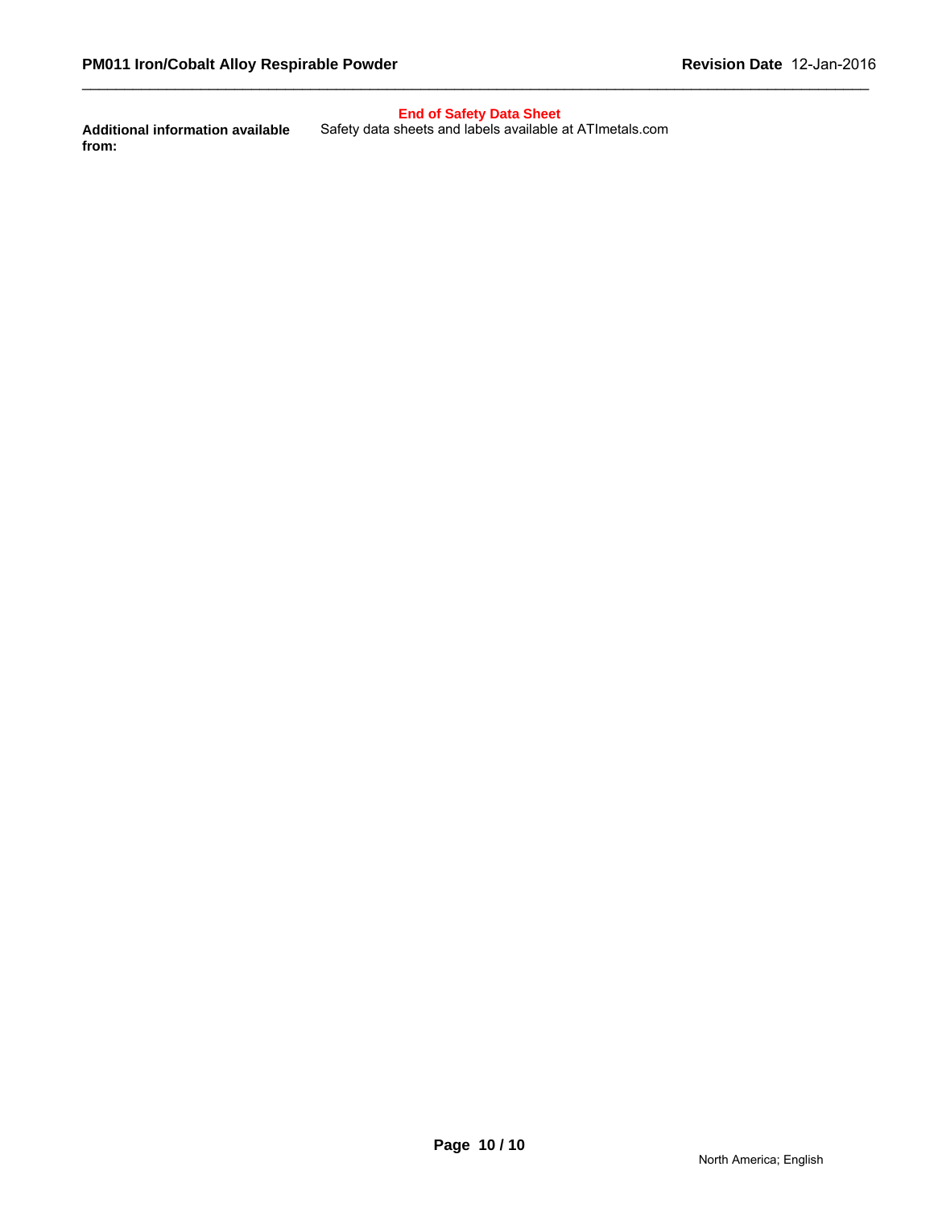**End of Safety Data Sheet**

**Additional information available from:** Safety data sheets and labels available at ATImetals.com

North America; English